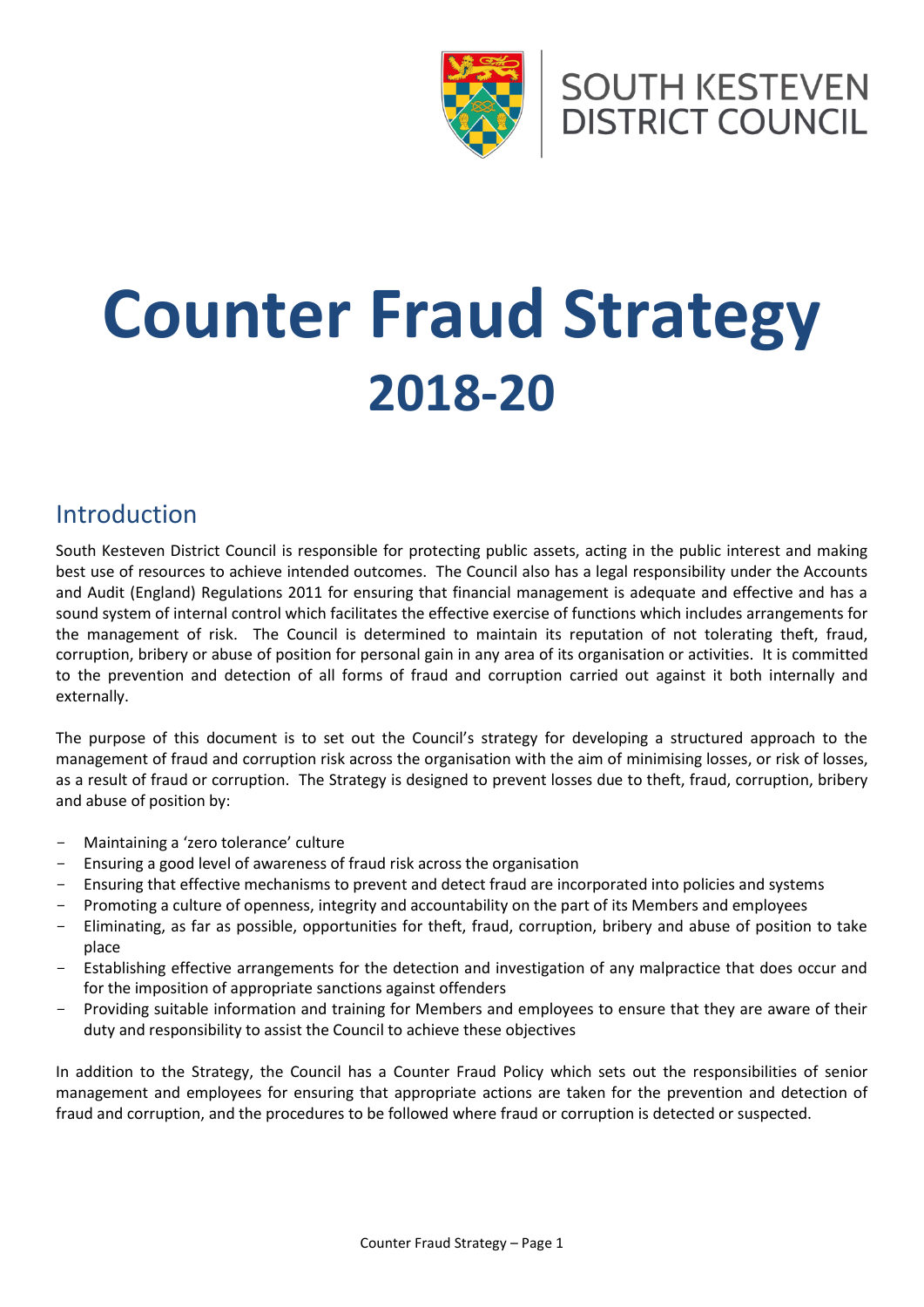SOUTH KESTEVEN DISTRICT COUNCIL

# Counter Fraud Strategy
# 2018-20

## Introduction

South Kesteven District Council is responsible for protecting public assets, acting in the public interest and making best use of resources to achieve intended outcomes. The Council also has a legal responsibility under the Accounts and Audit (England) Regulations 2011 for ensuring that financial management is adequate and effective and has a sound system of internal control which facilitates the effective exercise of functions which includes arrangements for the management of risk. The Council is determined to maintain its reputation of not tolerating theft, fraud, corruption, bribery or abuse of position for personal gain in any area of its organisation or activities. It is committed to the prevention and detection of all forms of fraud and corruption carried out against it both internally and externally.

The purpose of this document is to set out the Council's strategy for developing a structured approach to the management of fraud and corruption risk across the organisation with the aim of minimising losses, or risk of losses, as a result of fraud or corruption. The Strategy is designed to prevent losses due to theft, fraud, corruption, bribery and abuse of position by:

- Maintaining a 'zero tolerance' culture
- Ensuring a good level of awareness of fraud risk across the organisation
- Ensuring that effective mechanisms to prevent and detect fraud are incorporated into policies and systems
- Promoting a culture of openness, integrity and accountability on the part of its Members and employees
- Eliminating, as far as possible, opportunities for theft, fraud, corruption, bribery and abuse of position to take place
- Establishing effective arrangements for the detection and investigation of any malpractice that does occur and for the imposition of appropriate sanctions against offenders
- Providing suitable information and training for Members and employees to ensure that they are aware of their duty and responsibility to assist the Council to achieve these objectives

In addition to the Strategy, the Council has a Counter Fraud Policy which sets out the responsibilities of senior management and employees for ensuring that appropriate actions are taken for the prevention and detection of fraud and corruption, and the procedures to be followed where fraud or corruption is detected or suspected.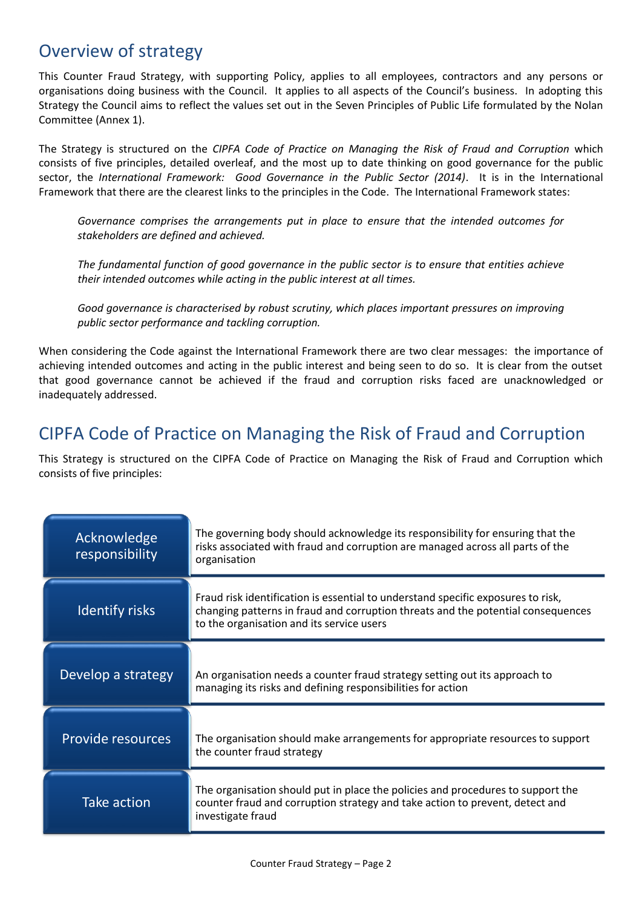## Overview of strategy

This Counter Fraud Strategy, with supporting Policy, applies to all employees, contractors and any persons or organisations doing business with the Council. It applies to all aspects of the Council's business. In adopting this Strategy the Council aims to reflect the values set out in the Seven Principles of Public Life formulated by the Nolan Committee (Annex 1).

The Strategy is structured on the *CIPFA Code of Practice on Managing the Risk of Fraud and Corruption* which consists of five principles, detailed overleaf, and the most up to date thinking on good governance for the public sector, the *International Framework: Good Governance in the Public Sector (2014)*. It is in the International Framework that there are the clearest links to the principles in the Code. The International Framework states:

> *Governance comprises the arrangements put in place to ensure that the intended outcomes for stakeholders are defined and achieved.*
>
> *The fundamental function of good governance in the public sector is to ensure that entities achieve their intended outcomes while acting in the public interest at all times.*
>
> *Good governance is characterised by robust scrutiny, which places important pressures on improving public sector performance and tackling corruption.*

When considering the Code against the International Framework there are two clear messages: the importance of achieving intended outcomes and acting in the public interest and being seen to do so. It is clear from the outset that good governance cannot be achieved if the fraud and corruption risks faced are unacknowledged or inadequately addressed.

## CIPFA Code of Practice on Managing the Risk of Fraud and Corruption

This Strategy is structured on the CIPFA Code of Practice on Managing the Risk of Fraud and Corruption which consists of five principles:

| Principle | Description |
|---|---|
| Acknowledge responsibility | The governing body should acknowledge its responsibility for ensuring that the risks associated with fraud and corruption are managed across all parts of the organisation |
| Identify risks | Fraud risk identification is essential to understand specific exposures to risk, changing patterns in fraud and corruption threats and the potential consequences to the organisation and its service users |
| Develop a strategy | An organisation needs a counter fraud strategy setting out its approach to managing its risks and defining responsibilities for action |
| Provide resources | The organisation should make arrangements for appropriate resources to support the counter fraud strategy |
| Take action | The organisation should put in place the policies and procedures to support the counter fraud and corruption strategy and take action to prevent, detect and investigate fraud |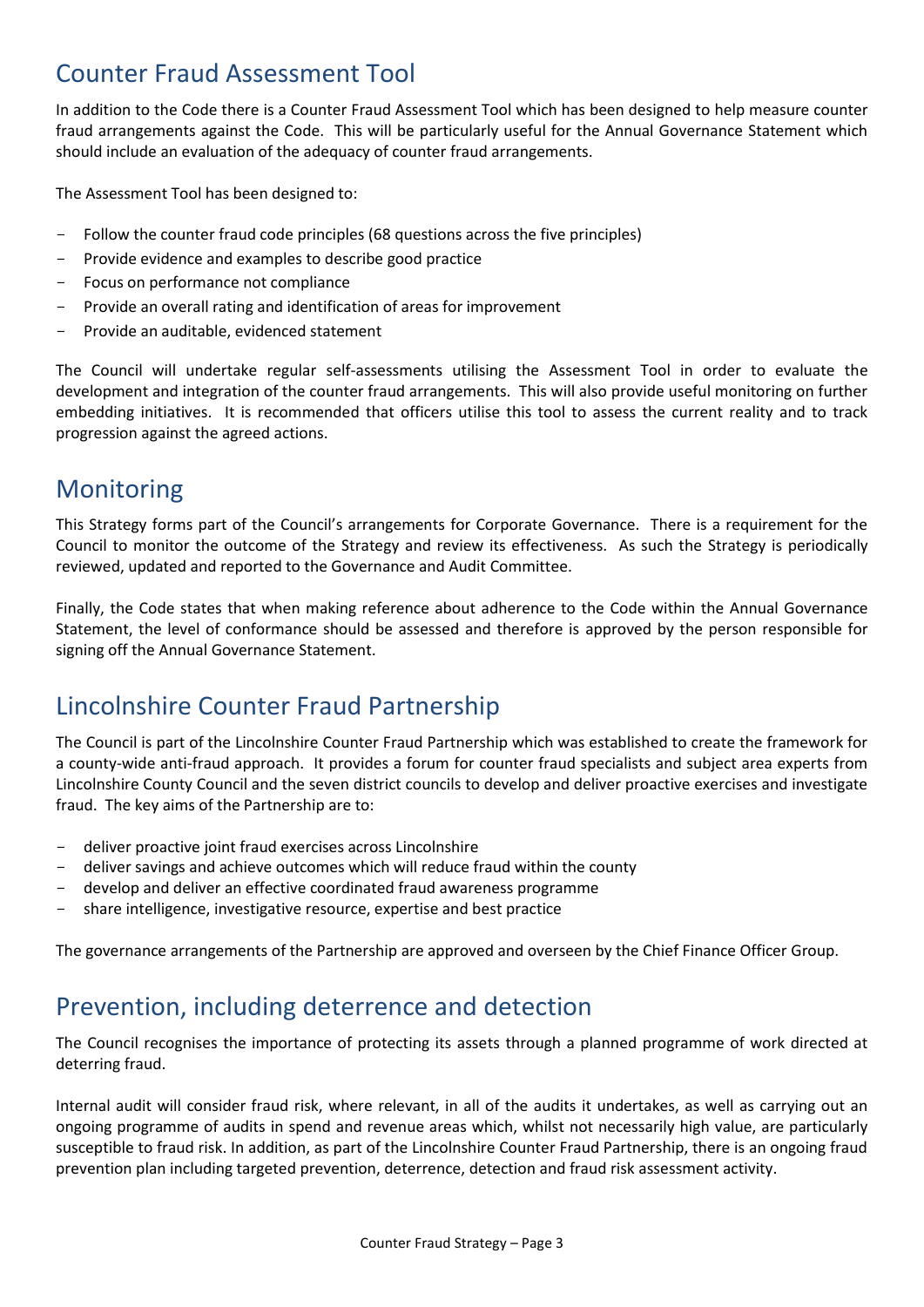## Counter Fraud Assessment Tool

In addition to the Code there is a Counter Fraud Assessment Tool which has been designed to help measure counter fraud arrangements against the Code. This will be particularly useful for the Annual Governance Statement which should include an evaluation of the adequacy of counter fraud arrangements.

The Assessment Tool has been designed to:

- Follow the counter fraud code principles (68 questions across the five principles)
- Provide evidence and examples to describe good practice
- Focus on performance not compliance
- Provide an overall rating and identification of areas for improvement
- Provide an auditable, evidenced statement

The Council will undertake regular self-assessments utilising the Assessment Tool in order to evaluate the development and integration of the counter fraud arrangements. This will also provide useful monitoring on further embedding initiatives. It is recommended that officers utilise this tool to assess the current reality and to track progression against the agreed actions.

## Monitoring

This Strategy forms part of the Council's arrangements for Corporate Governance. There is a requirement for the Council to monitor the outcome of the Strategy and review its effectiveness. As such the Strategy is periodically reviewed, updated and reported to the Governance and Audit Committee.

Finally, the Code states that when making reference about adherence to the Code within the Annual Governance Statement, the level of conformance should be assessed and therefore is approved by the person responsible for signing off the Annual Governance Statement.

## Lincolnshire Counter Fraud Partnership

The Council is part of the Lincolnshire Counter Fraud Partnership which was established to create the framework for a county-wide anti-fraud approach. It provides a forum for counter fraud specialists and subject area experts from Lincolnshire County Council and the seven district councils to develop and deliver proactive exercises and investigate fraud. The key aims of the Partnership are to:

- deliver proactive joint fraud exercises across Lincolnshire
- deliver savings and achieve outcomes which will reduce fraud within the county
- develop and deliver an effective coordinated fraud awareness programme
- share intelligence, investigative resource, expertise and best practice

The governance arrangements of the Partnership are approved and overseen by the Chief Finance Officer Group.

## Prevention, including deterrence and detection

The Council recognises the importance of protecting its assets through a planned programme of work directed at deterring fraud.

Internal audit will consider fraud risk, where relevant, in all of the audits it undertakes, as well as carrying out an ongoing programme of audits in spend and revenue areas which, whilst not necessarily high value, are particularly susceptible to fraud risk. In addition, as part of the Lincolnshire Counter Fraud Partnership, there is an ongoing fraud prevention plan including targeted prevention, deterrence, detection and fraud risk assessment activity.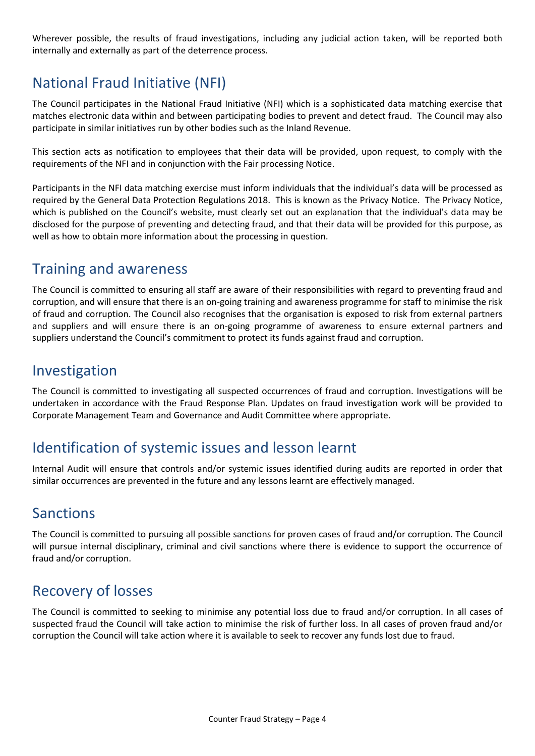Wherever possible, the results of fraud investigations, including any judicial action taken, will be reported both internally and externally as part of the deterrence process.

## National Fraud Initiative (NFI)

The Council participates in the National Fraud Initiative (NFI) which is a sophisticated data matching exercise that matches electronic data within and between participating bodies to prevent and detect fraud. The Council may also participate in similar initiatives run by other bodies such as the Inland Revenue.

This section acts as notification to employees that their data will be provided, upon request, to comply with the requirements of the NFI and in conjunction with the Fair processing Notice.

Participants in the NFI data matching exercise must inform individuals that the individual's data will be processed as required by the General Data Protection Regulations 2018. This is known as the Privacy Notice. The Privacy Notice, which is published on the Council's website, must clearly set out an explanation that the individual's data may be disclosed for the purpose of preventing and detecting fraud, and that their data will be provided for this purpose, as well as how to obtain more information about the processing in question.

## Training and awareness

The Council is committed to ensuring all staff are aware of their responsibilities with regard to preventing fraud and corruption, and will ensure that there is an on-going training and awareness programme for staff to minimise the risk of fraud and corruption. The Council also recognises that the organisation is exposed to risk from external partners and suppliers and will ensure there is an on-going programme of awareness to ensure external partners and suppliers understand the Council's commitment to protect its funds against fraud and corruption.

## Investigation

The Council is committed to investigating all suspected occurrences of fraud and corruption. Investigations will be undertaken in accordance with the Fraud Response Plan. Updates on fraud investigation work will be provided to Corporate Management Team and Governance and Audit Committee where appropriate.

## Identification of systemic issues and lesson learnt

Internal Audit will ensure that controls and/or systemic issues identified during audits are reported in order that similar occurrences are prevented in the future and any lessons learnt are effectively managed.

## Sanctions

The Council is committed to pursuing all possible sanctions for proven cases of fraud and/or corruption. The Council will pursue internal disciplinary, criminal and civil sanctions where there is evidence to support the occurrence of fraud and/or corruption.

## Recovery of losses

The Council is committed to seeking to minimise any potential loss due to fraud and/or corruption. In all cases of suspected fraud the Council will take action to minimise the risk of further loss. In all cases of proven fraud and/or corruption the Council will take action where it is available to seek to recover any funds lost due to fraud.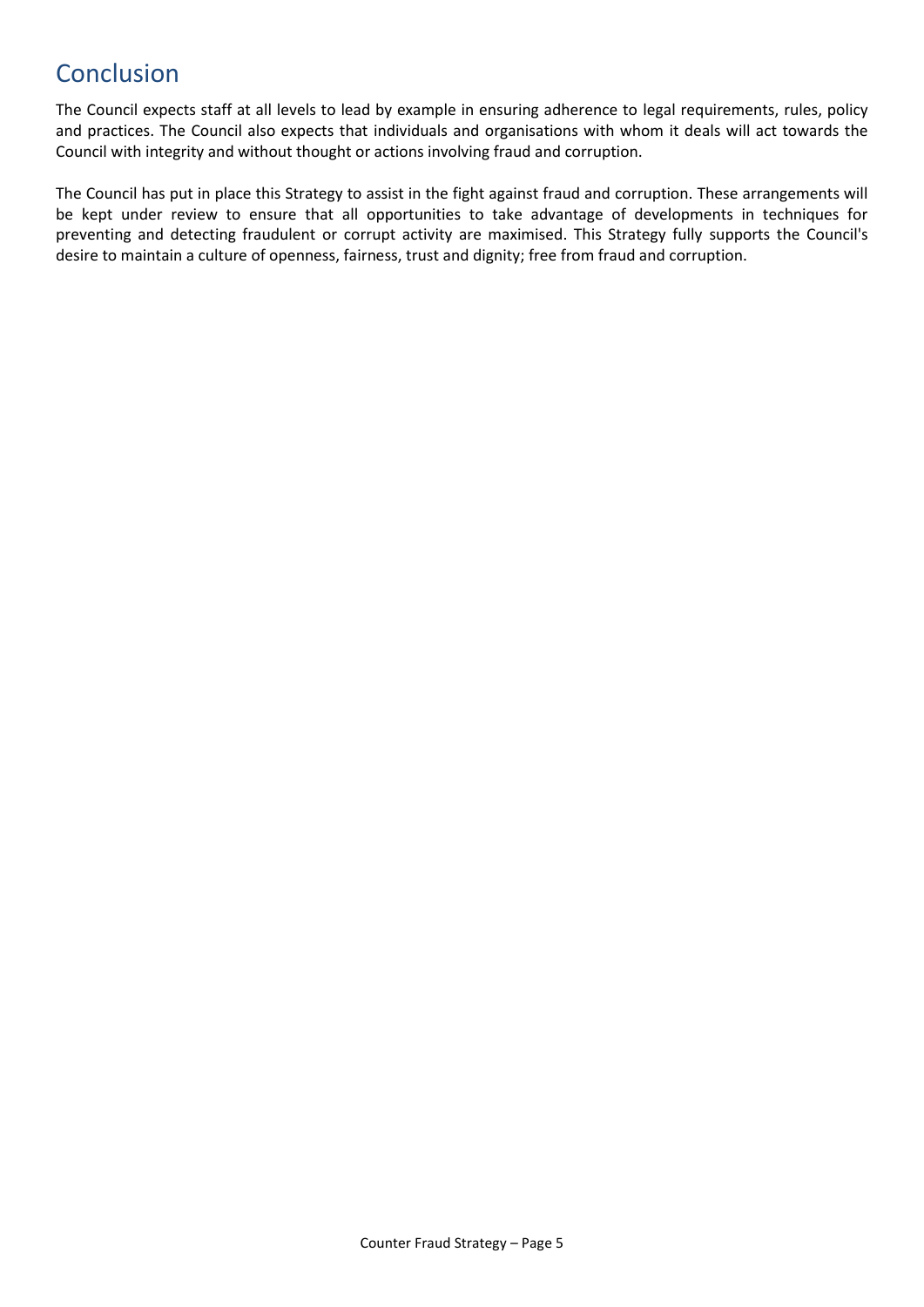## Conclusion

The Council expects staff at all levels to lead by example in ensuring adherence to legal requirements, rules, policy and practices. The Council also expects that individuals and organisations with whom it deals will act towards the Council with integrity and without thought or actions involving fraud and corruption.

The Council has put in place this Strategy to assist in the fight against fraud and corruption. These arrangements will be kept under review to ensure that all opportunities to take advantage of developments in techniques for preventing and detecting fraudulent or corrupt activity are maximised. This Strategy fully supports the Council's desire to maintain a culture of openness, fairness, trust and dignity; free from fraud and corruption.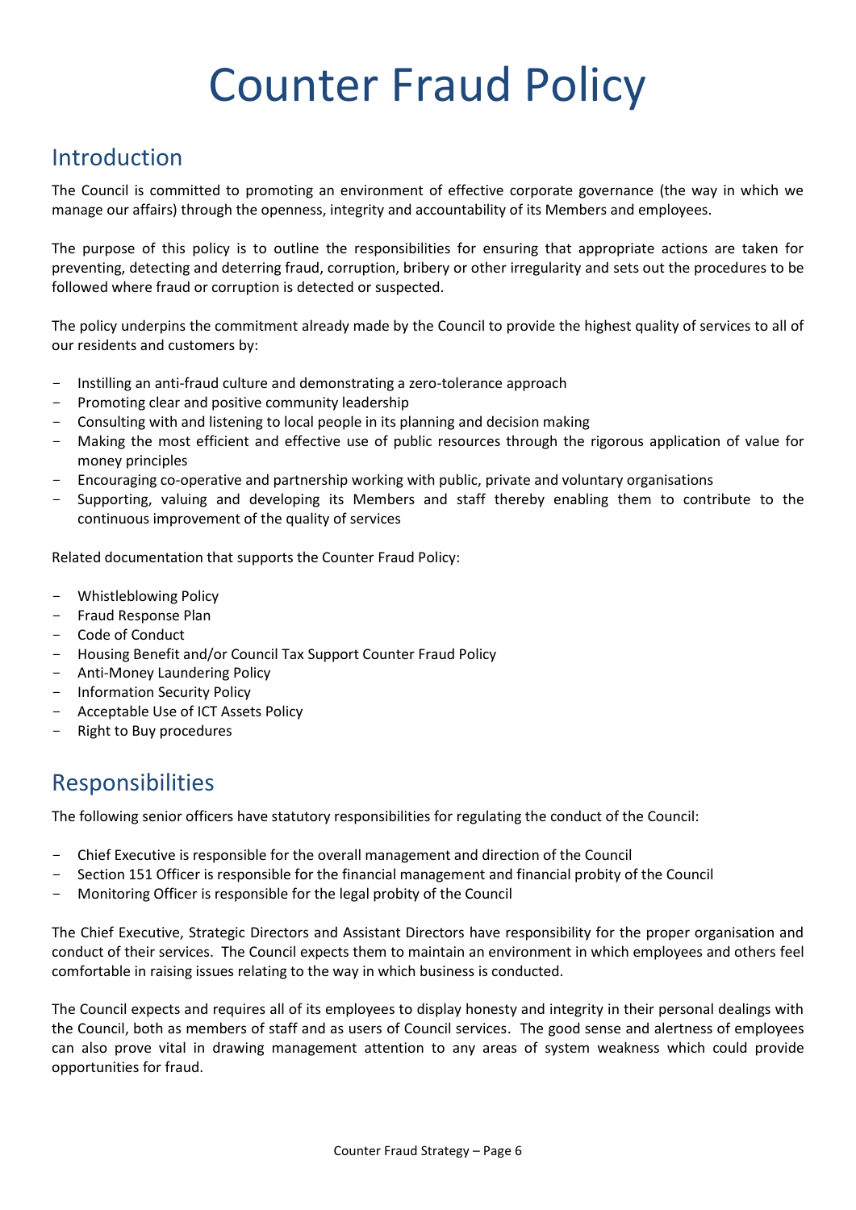# Counter Fraud Policy

## Introduction

The Council is committed to promoting an environment of effective corporate governance (the way in which we manage our affairs) through the openness, integrity and accountability of its Members and employees.

The purpose of this policy is to outline the responsibilities for ensuring that appropriate actions are taken for preventing, detecting and deterring fraud, corruption, bribery or other irregularity and sets out the procedures to be followed where fraud or corruption is detected or suspected.

The policy underpins the commitment already made by the Council to provide the highest quality of services to all of our residents and customers by:

- Instilling an anti-fraud culture and demonstrating a zero-tolerance approach
- Promoting clear and positive community leadership
- Consulting with and listening to local people in its planning and decision making
- Making the most efficient and effective use of public resources through the rigorous application of value for money principles
- Encouraging co-operative and partnership working with public, private and voluntary organisations
- Supporting, valuing and developing its Members and staff thereby enabling them to contribute to the continuous improvement of the quality of services

Related documentation that supports the Counter Fraud Policy:

- Whistleblowing Policy
- Fraud Response Plan
- Code of Conduct
- Housing Benefit and/or Council Tax Support Counter Fraud Policy
- Anti-Money Laundering Policy
- Information Security Policy
- Acceptable Use of ICT Assets Policy
- Right to Buy procedures

## Responsibilities

The following senior officers have statutory responsibilities for regulating the conduct of the Council:

- Chief Executive is responsible for the overall management and direction of the Council
- Section 151 Officer is responsible for the financial management and financial probity of the Council
- Monitoring Officer is responsible for the legal probity of the Council

The Chief Executive, Strategic Directors and Assistant Directors have responsibility for the proper organisation and conduct of their services. The Council expects them to maintain an environment in which employees and others feel comfortable in raising issues relating to the way in which business is conducted.

The Council expects and requires all of its employees to display honesty and integrity in their personal dealings with the Council, both as members of staff and as users of Council services. The good sense and alertness of employees can also prove vital in drawing management attention to any areas of system weakness which could provide opportunities for fraud.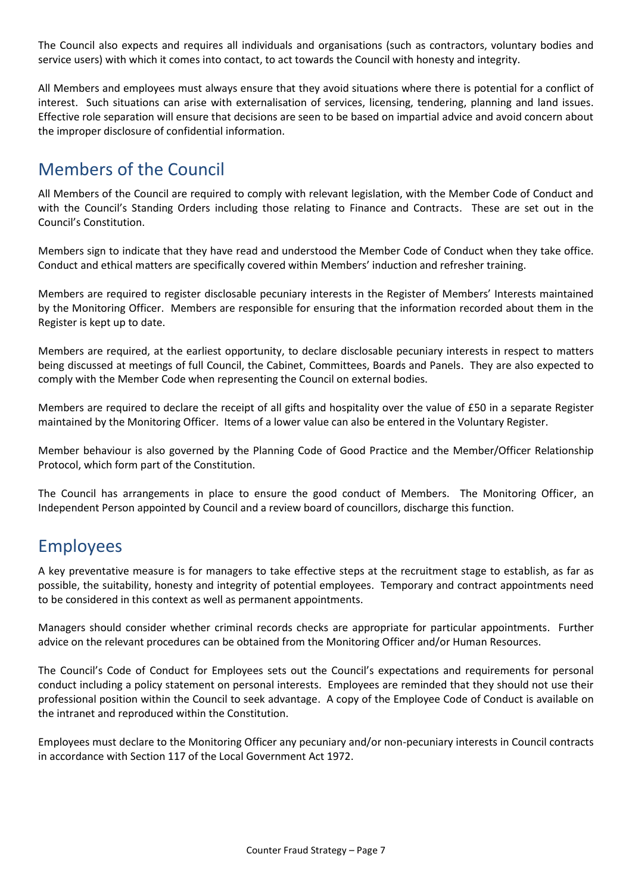The Council also expects and requires all individuals and organisations (such as contractors, voluntary bodies and service users) with which it comes into contact, to act towards the Council with honesty and integrity.

All Members and employees must always ensure that they avoid situations where there is potential for a conflict of interest. Such situations can arise with externalisation of services, licensing, tendering, planning and land issues. Effective role separation will ensure that decisions are seen to be based on impartial advice and avoid concern about the improper disclosure of confidential information.

## Members of the Council

All Members of the Council are required to comply with relevant legislation, with the Member Code of Conduct and with the Council's Standing Orders including those relating to Finance and Contracts. These are set out in the Council's Constitution.

Members sign to indicate that they have read and understood the Member Code of Conduct when they take office. Conduct and ethical matters are specifically covered within Members' induction and refresher training.

Members are required to register disclosable pecuniary interests in the Register of Members' Interests maintained by the Monitoring Officer. Members are responsible for ensuring that the information recorded about them in the Register is kept up to date.

Members are required, at the earliest opportunity, to declare disclosable pecuniary interests in respect to matters being discussed at meetings of full Council, the Cabinet, Committees, Boards and Panels. They are also expected to comply with the Member Code when representing the Council on external bodies.

Members are required to declare the receipt of all gifts and hospitality over the value of £50 in a separate Register maintained by the Monitoring Officer. Items of a lower value can also be entered in the Voluntary Register.

Member behaviour is also governed by the Planning Code of Good Practice and the Member/Officer Relationship Protocol, which form part of the Constitution.

The Council has arrangements in place to ensure the good conduct of Members. The Monitoring Officer, an Independent Person appointed by Council and a review board of councillors, discharge this function.

## Employees

A key preventative measure is for managers to take effective steps at the recruitment stage to establish, as far as possible, the suitability, honesty and integrity of potential employees. Temporary and contract appointments need to be considered in this context as well as permanent appointments.

Managers should consider whether criminal records checks are appropriate for particular appointments. Further advice on the relevant procedures can be obtained from the Monitoring Officer and/or Human Resources.

The Council's Code of Conduct for Employees sets out the Council's expectations and requirements for personal conduct including a policy statement on personal interests. Employees are reminded that they should not use their professional position within the Council to seek advantage. A copy of the Employee Code of Conduct is available on the intranet and reproduced within the Constitution.

Employees must declare to the Monitoring Officer any pecuniary and/or non-pecuniary interests in Council contracts in accordance with Section 117 of the Local Government Act 1972.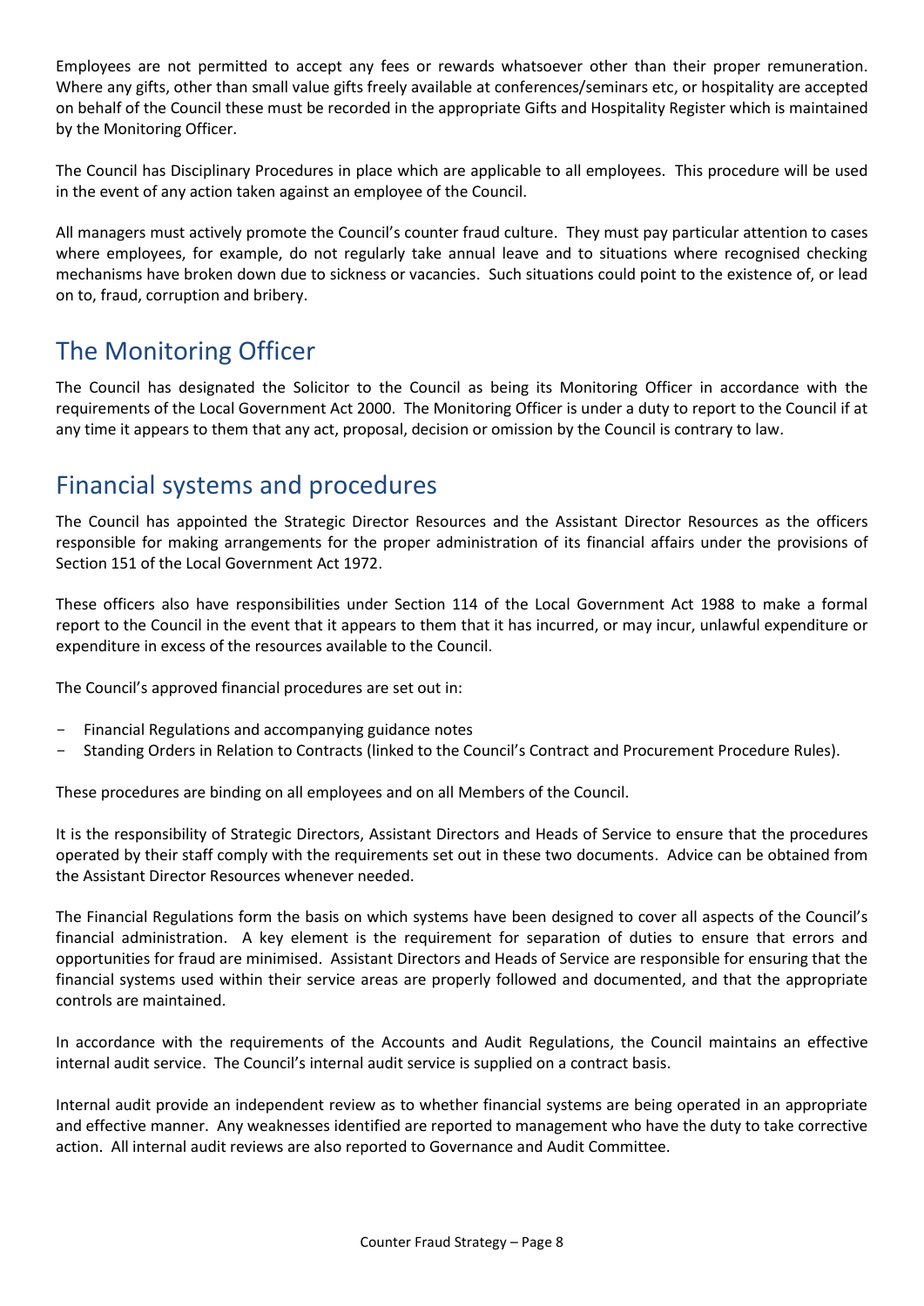Employees are not permitted to accept any fees or rewards whatsoever other than their proper remuneration. Where any gifts, other than small value gifts freely available at conferences/seminars etc, or hospitality are accepted on behalf of the Council these must be recorded in the appropriate Gifts and Hospitality Register which is maintained by the Monitoring Officer.

The Council has Disciplinary Procedures in place which are applicable to all employees. This procedure will be used in the event of any action taken against an employee of the Council.

All managers must actively promote the Council's counter fraud culture. They must pay particular attention to cases where employees, for example, do not regularly take annual leave and to situations where recognised checking mechanisms have broken down due to sickness or vacancies. Such situations could point to the existence of, or lead on to, fraud, corruption and bribery.

## The Monitoring Officer

The Council has designated the Solicitor to the Council as being its Monitoring Officer in accordance with the requirements of the Local Government Act 2000. The Monitoring Officer is under a duty to report to the Council if at any time it appears to them that any act, proposal, decision or omission by the Council is contrary to law.

## Financial systems and procedures

The Council has appointed the Strategic Director Resources and the Assistant Director Resources as the officers responsible for making arrangements for the proper administration of its financial affairs under the provisions of Section 151 of the Local Government Act 1972.

These officers also have responsibilities under Section 114 of the Local Government Act 1988 to make a formal report to the Council in the event that it appears to them that it has incurred, or may incur, unlawful expenditure or expenditure in excess of the resources available to the Council.

The Council's approved financial procedures are set out in:

- Financial Regulations and accompanying guidance notes
- Standing Orders in Relation to Contracts (linked to the Council's Contract and Procurement Procedure Rules).

These procedures are binding on all employees and on all Members of the Council.

It is the responsibility of Strategic Directors, Assistant Directors and Heads of Service to ensure that the procedures operated by their staff comply with the requirements set out in these two documents. Advice can be obtained from the Assistant Director Resources whenever needed.

The Financial Regulations form the basis on which systems have been designed to cover all aspects of the Council's financial administration. A key element is the requirement for separation of duties to ensure that errors and opportunities for fraud are minimised. Assistant Directors and Heads of Service are responsible for ensuring that the financial systems used within their service areas are properly followed and documented, and that the appropriate controls are maintained.

In accordance with the requirements of the Accounts and Audit Regulations, the Council maintains an effective internal audit service. The Council's internal audit service is supplied on a contract basis.

Internal audit provide an independent review as to whether financial systems are being operated in an appropriate and effective manner. Any weaknesses identified are reported to management who have the duty to take corrective action. All internal audit reviews are also reported to Governance and Audit Committee.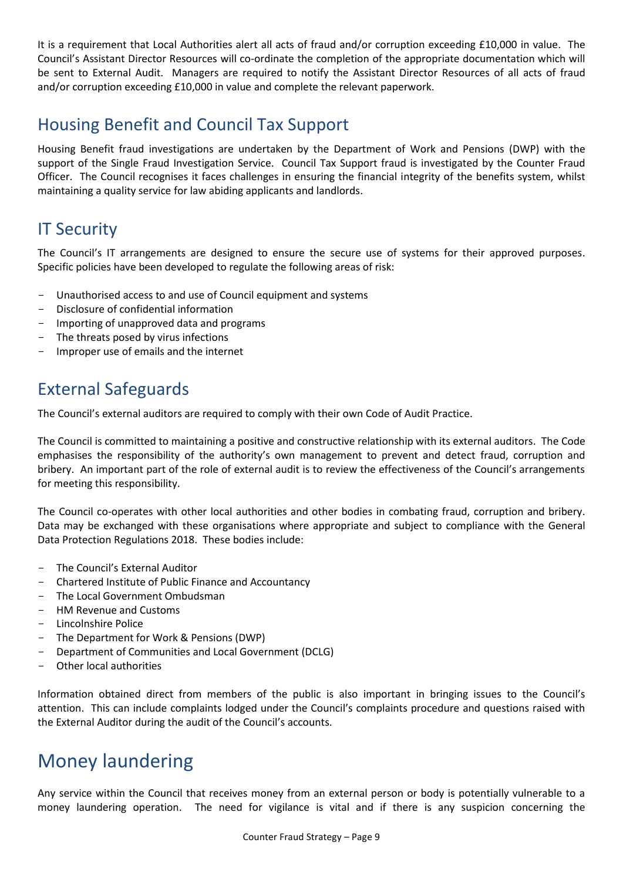It is a requirement that Local Authorities alert all acts of fraud and/or corruption exceeding £10,000 in value. The Council's Assistant Director Resources will co-ordinate the completion of the appropriate documentation which will be sent to External Audit. Managers are required to notify the Assistant Director Resources of all acts of fraud and/or corruption exceeding £10,000 in value and complete the relevant paperwork.

## Housing Benefit and Council Tax Support

Housing Benefit fraud investigations are undertaken by the Department of Work and Pensions (DWP) with the support of the Single Fraud Investigation Service. Council Tax Support fraud is investigated by the Counter Fraud Officer. The Council recognises it faces challenges in ensuring the financial integrity of the benefits system, whilst maintaining a quality service for law abiding applicants and landlords.

## IT Security

The Council's IT arrangements are designed to ensure the secure use of systems for their approved purposes. Specific policies have been developed to regulate the following areas of risk:

- Unauthorised access to and use of Council equipment and systems
- Disclosure of confidential information
- Importing of unapproved data and programs
- The threats posed by virus infections
- Improper use of emails and the internet

## External Safeguards

The Council's external auditors are required to comply with their own Code of Audit Practice.

The Council is committed to maintaining a positive and constructive relationship with its external auditors. The Code emphasises the responsibility of the authority's own management to prevent and detect fraud, corruption and bribery. An important part of the role of external audit is to review the effectiveness of the Council's arrangements for meeting this responsibility.

The Council co-operates with other local authorities and other bodies in combating fraud, corruption and bribery. Data may be exchanged with these organisations where appropriate and subject to compliance with the General Data Protection Regulations 2018. These bodies include:

- The Council's External Auditor
- Chartered Institute of Public Finance and Accountancy
- The Local Government Ombudsman
- HM Revenue and Customs
- Lincolnshire Police
- The Department for Work & Pensions (DWP)
- Department of Communities and Local Government (DCLG)
- Other local authorities

Information obtained direct from members of the public is also important in bringing issues to the Council's attention. This can include complaints lodged under the Council's complaints procedure and questions raised with the External Auditor during the audit of the Council's accounts.

# Money laundering

Any service within the Council that receives money from an external person or body is potentially vulnerable to a money laundering operation. The need for vigilance is vital and if there is any suspicion concerning the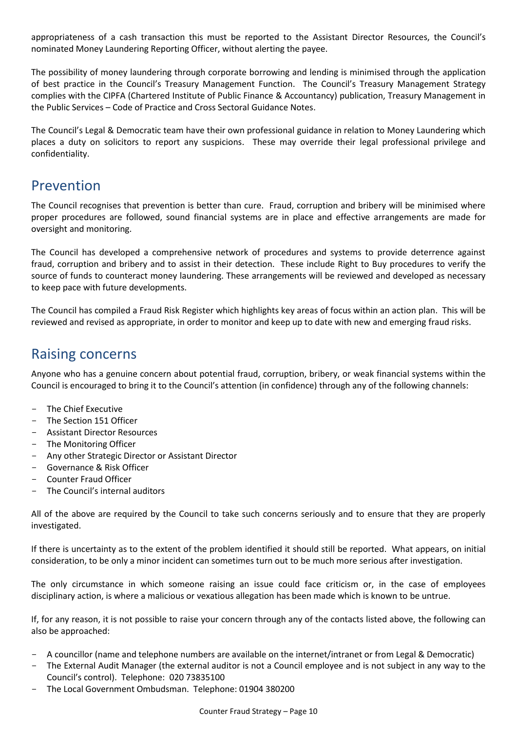appropriateness of a cash transaction this must be reported to the Assistant Director Resources, the Council's nominated Money Laundering Reporting Officer, without alerting the payee.

The possibility of money laundering through corporate borrowing and lending is minimised through the application of best practice in the Council's Treasury Management Function. The Council's Treasury Management Strategy complies with the CIPFA (Chartered Institute of Public Finance & Accountancy) publication, Treasury Management in the Public Services – Code of Practice and Cross Sectoral Guidance Notes.

The Council's Legal & Democratic team have their own professional guidance in relation to Money Laundering which places a duty on solicitors to report any suspicions. These may override their legal professional privilege and confidentiality.

## Prevention

The Council recognises that prevention is better than cure. Fraud, corruption and bribery will be minimised where proper procedures are followed, sound financial systems are in place and effective arrangements are made for oversight and monitoring.

The Council has developed a comprehensive network of procedures and systems to provide deterrence against fraud, corruption and bribery and to assist in their detection. These include Right to Buy procedures to verify the source of funds to counteract money laundering. These arrangements will be reviewed and developed as necessary to keep pace with future developments.

The Council has compiled a Fraud Risk Register which highlights key areas of focus within an action plan. This will be reviewed and revised as appropriate, in order to monitor and keep up to date with new and emerging fraud risks.

## Raising concerns

Anyone who has a genuine concern about potential fraud, corruption, bribery, or weak financial systems within the Council is encouraged to bring it to the Council's attention (in confidence) through any of the following channels:

- The Chief Executive
- The Section 151 Officer
- Assistant Director Resources
- The Monitoring Officer
- Any other Strategic Director or Assistant Director
- Governance & Risk Officer
- Counter Fraud Officer
- The Council's internal auditors

All of the above are required by the Council to take such concerns seriously and to ensure that they are properly investigated.

If there is uncertainty as to the extent of the problem identified it should still be reported. What appears, on initial consideration, to be only a minor incident can sometimes turn out to be much more serious after investigation.

The only circumstance in which someone raising an issue could face criticism or, in the case of employees disciplinary action, is where a malicious or vexatious allegation has been made which is known to be untrue.

If, for any reason, it is not possible to raise your concern through any of the contacts listed above, the following can also be approached:

- A councillor (name and telephone numbers are available on the internet/intranet or from Legal & Democratic)
- The External Audit Manager (the external auditor is not a Council employee and is not subject in any way to the Council's control). Telephone: 020 73835100
- The Local Government Ombudsman. Telephone: 01904 380200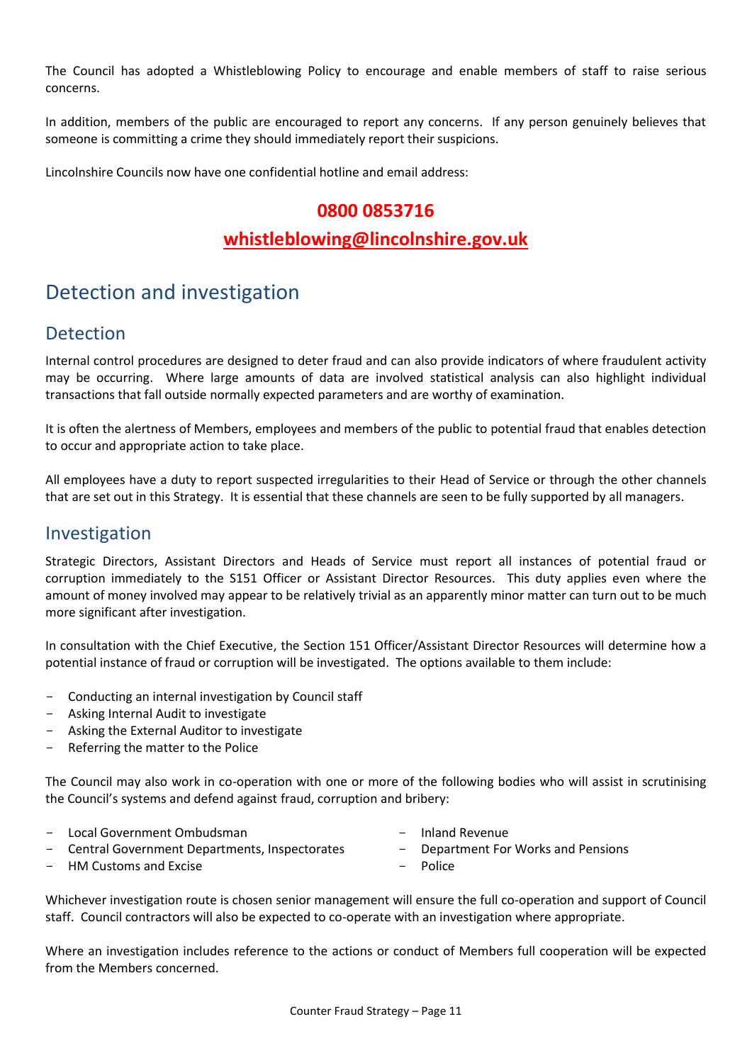The Council has adopted a Whistleblowing Policy to encourage and enable members of staff to raise serious concerns.

In addition, members of the public are encouraged to report any concerns. If any person genuinely believes that someone is committing a crime they should immediately report their suspicions.

Lincolnshire Councils now have one confidential hotline and email address:

**0800 0853716**

**whistleblowing@lincolnshire.gov.uk**

# Detection and investigation

## Detection

Internal control procedures are designed to deter fraud and can also provide indicators of where fraudulent activity may be occurring. Where large amounts of data are involved statistical analysis can also highlight individual transactions that fall outside normally expected parameters and are worthy of examination.

It is often the alertness of Members, employees and members of the public to potential fraud that enables detection to occur and appropriate action to take place.

All employees have a duty to report suspected irregularities to their Head of Service or through the other channels that are set out in this Strategy. It is essential that these channels are seen to be fully supported by all managers.

## Investigation

Strategic Directors, Assistant Directors and Heads of Service must report all instances of potential fraud or corruption immediately to the S151 Officer or Assistant Director Resources. This duty applies even where the amount of money involved may appear to be relatively trivial as an apparently minor matter can turn out to be much more significant after investigation.

In consultation with the Chief Executive, the Section 151 Officer/Assistant Director Resources will determine how a potential instance of fraud or corruption will be investigated. The options available to them include:

- Conducting an internal investigation by Council staff
- Asking Internal Audit to investigate
- Asking the External Auditor to investigate
- Referring the matter to the Police

The Council may also work in co-operation with one or more of the following bodies who will assist in scrutinising the Council's systems and defend against fraud, corruption and bribery:

- Local Government Ombudsman
- Central Government Departments, Inspectorates
- HM Customs and Excise
- Inland Revenue
- Department For Works and Pensions
- Police

Whichever investigation route is chosen senior management will ensure the full co-operation and support of Council staff. Council contractors will also be expected to co-operate with an investigation where appropriate.

Where an investigation includes reference to the actions or conduct of Members full cooperation will be expected from the Members concerned.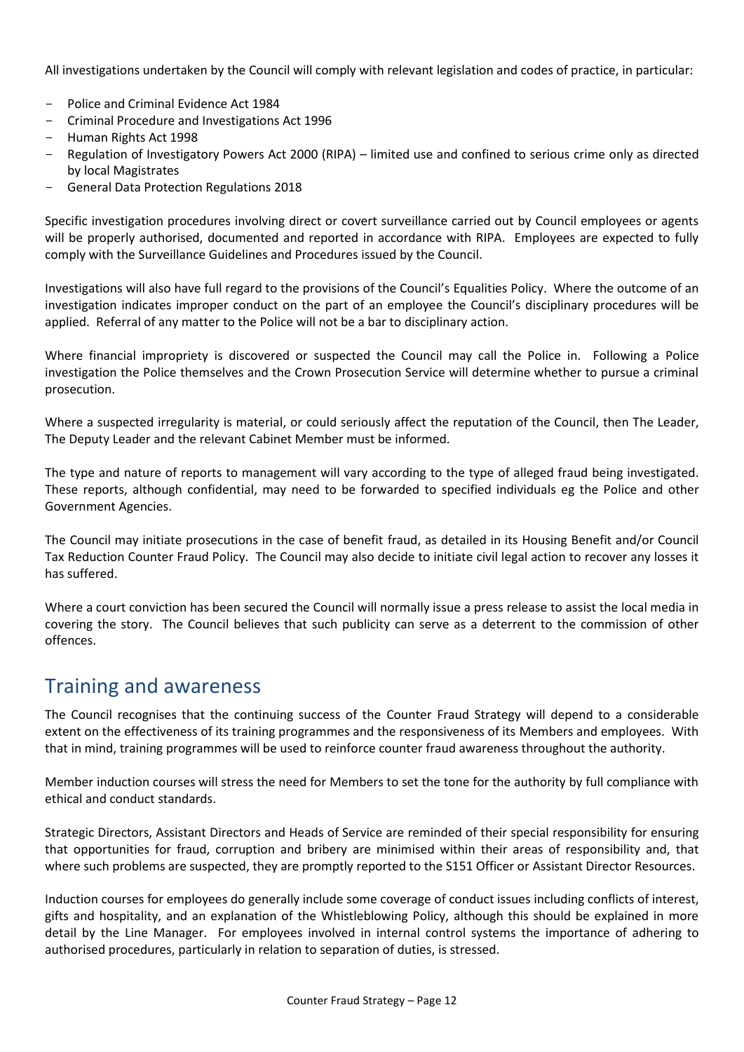All investigations undertaken by the Council will comply with relevant legislation and codes of practice, in particular:

- Police and Criminal Evidence Act 1984
- Criminal Procedure and Investigations Act 1996
- Human Rights Act 1998
- Regulation of Investigatory Powers Act 2000 (RIPA) – limited use and confined to serious crime only as directed by local Magistrates
- General Data Protection Regulations 2018

Specific investigation procedures involving direct or covert surveillance carried out by Council employees or agents will be properly authorised, documented and reported in accordance with RIPA. Employees are expected to fully comply with the Surveillance Guidelines and Procedures issued by the Council.

Investigations will also have full regard to the provisions of the Council's Equalities Policy. Where the outcome of an investigation indicates improper conduct on the part of an employee the Council's disciplinary procedures will be applied. Referral of any matter to the Police will not be a bar to disciplinary action.

Where financial impropriety is discovered or suspected the Council may call the Police in. Following a Police investigation the Police themselves and the Crown Prosecution Service will determine whether to pursue a criminal prosecution.

Where a suspected irregularity is material, or could seriously affect the reputation of the Council, then The Leader, The Deputy Leader and the relevant Cabinet Member must be informed.

The type and nature of reports to management will vary according to the type of alleged fraud being investigated. These reports, although confidential, may need to be forwarded to specified individuals eg the Police and other Government Agencies.

The Council may initiate prosecutions in the case of benefit fraud, as detailed in its Housing Benefit and/or Council Tax Reduction Counter Fraud Policy. The Council may also decide to initiate civil legal action to recover any losses it has suffered.

Where a court conviction has been secured the Council will normally issue a press release to assist the local media in covering the story. The Council believes that such publicity can serve as a deterrent to the commission of other offences.

## Training and awareness

The Council recognises that the continuing success of the Counter Fraud Strategy will depend to a considerable extent on the effectiveness of its training programmes and the responsiveness of its Members and employees. With that in mind, training programmes will be used to reinforce counter fraud awareness throughout the authority.

Member induction courses will stress the need for Members to set the tone for the authority by full compliance with ethical and conduct standards.

Strategic Directors, Assistant Directors and Heads of Service are reminded of their special responsibility for ensuring that opportunities for fraud, corruption and bribery are minimised within their areas of responsibility and, that where such problems are suspected, they are promptly reported to the S151 Officer or Assistant Director Resources.

Induction courses for employees do generally include some coverage of conduct issues including conflicts of interest, gifts and hospitality, and an explanation of the Whistleblowing Policy, although this should be explained in more detail by the Line Manager. For employees involved in internal control systems the importance of adhering to authorised procedures, particularly in relation to separation of duties, is stressed.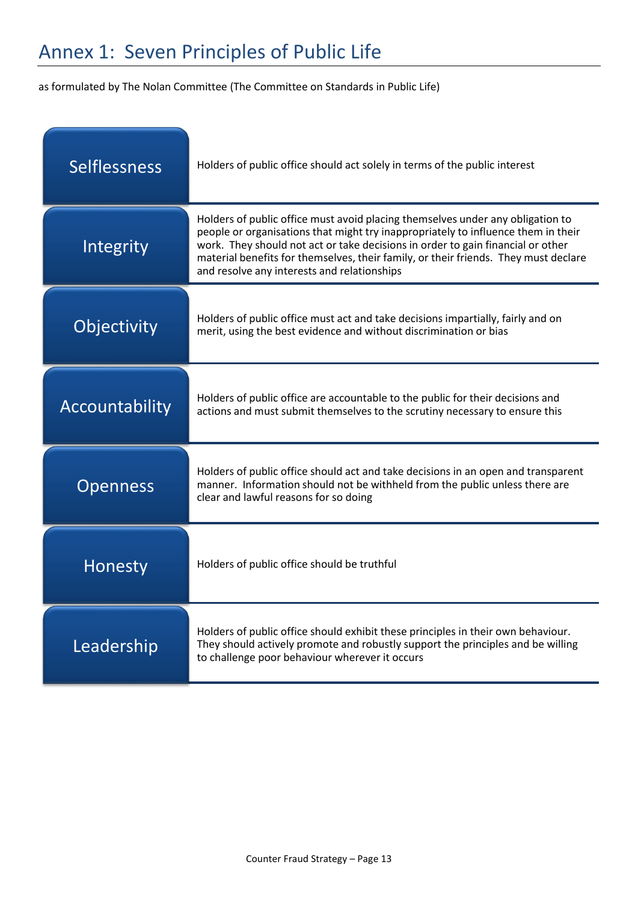# Annex 1: Seven Principles of Public Life

as formulated by The Nolan Committee (The Committee on Standards in Public Life)

| Principle | Description |
| --- | --- |
| Selflessness | Holders of public office should act solely in terms of the public interest |
| Integrity | Holders of public office must avoid placing themselves under any obligation to people or organisations that might try inappropriately to influence them in their work. They should not act or take decisions in order to gain financial or other material benefits for themselves, their family, or their friends. They must declare and resolve any interests and relationships |
| Objectivity | Holders of public office must act and take decisions impartially, fairly and on merit, using the best evidence and without discrimination or bias |
| Accountability | Holders of public office are accountable to the public for their decisions and actions and must submit themselves to the scrutiny necessary to ensure this |
| Openness | Holders of public office should act and take decisions in an open and transparent manner. Information should not be withheld from the public unless there are clear and lawful reasons for so doing |
| Honesty | Holders of public office should be truthful |
| Leadership | Holders of public office should exhibit these principles in their own behaviour. They should actively promote and robustly support the principles and be willing to challenge poor behaviour wherever it occurs |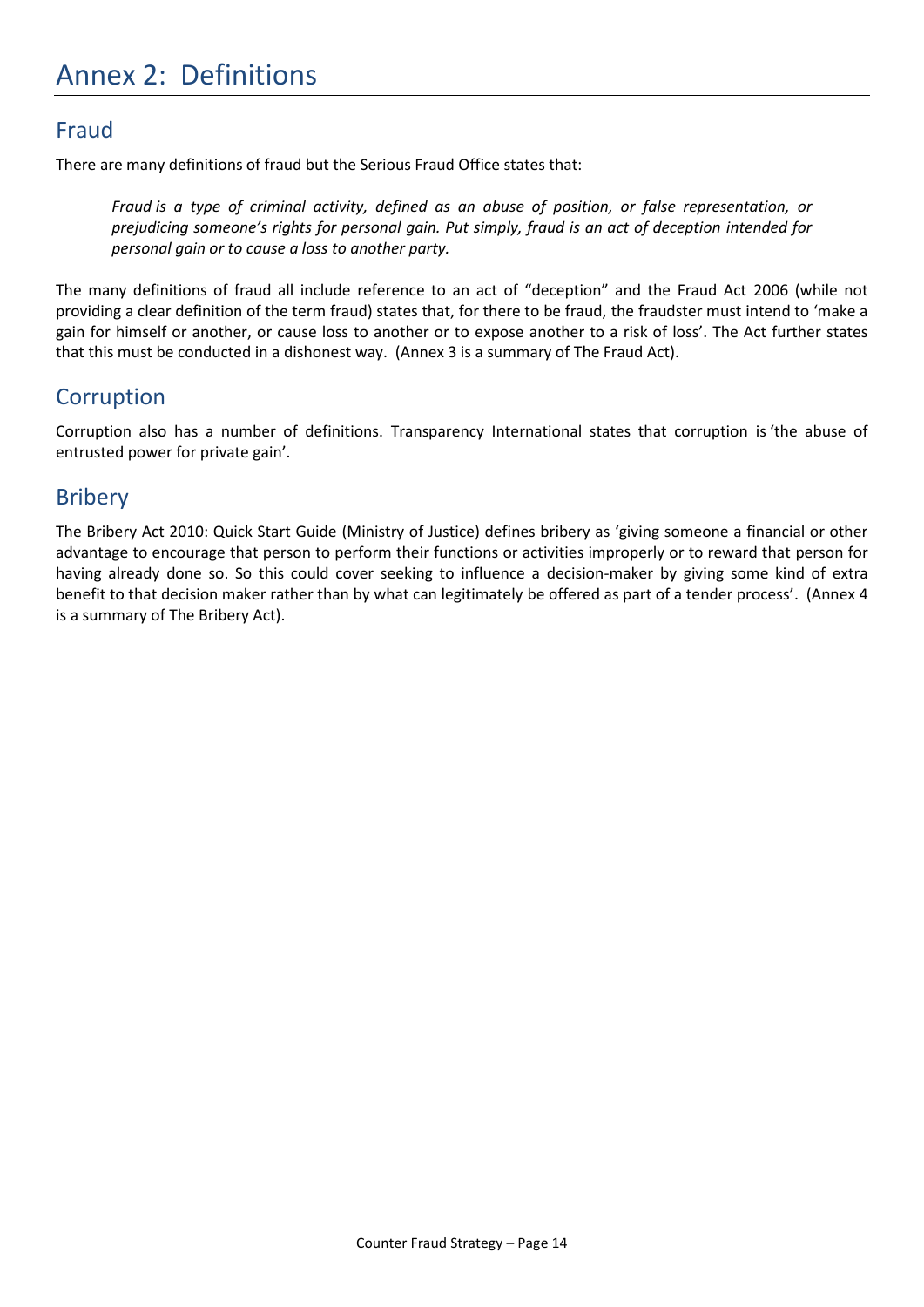# Annex 2: Definitions

## Fraud

There are many definitions of fraud but the Serious Fraud Office states that:

> *Fraud is a type of criminal activity, defined as an abuse of position, or false representation, or prejudicing someone's rights for personal gain. Put simply, fraud is an act of deception intended for personal gain or to cause a loss to another party.*

The many definitions of fraud all include reference to an act of "deception" and the Fraud Act 2006 (while not providing a clear definition of the term fraud) states that, for there to be fraud, the fraudster must intend to 'make a gain for himself or another, or cause loss to another or to expose another to a risk of loss'. The Act further states that this must be conducted in a dishonest way. (Annex 3 is a summary of The Fraud Act).

## Corruption

Corruption also has a number of definitions. Transparency International states that corruption is 'the abuse of entrusted power for private gain'.

## Bribery

The Bribery Act 2010: Quick Start Guide (Ministry of Justice) defines bribery as 'giving someone a financial or other advantage to encourage that person to perform their functions or activities improperly or to reward that person for having already done so. So this could cover seeking to influence a decision-maker by giving some kind of extra benefit to that decision maker rather than by what can legitimately be offered as part of a tender process'. (Annex 4 is a summary of The Bribery Act).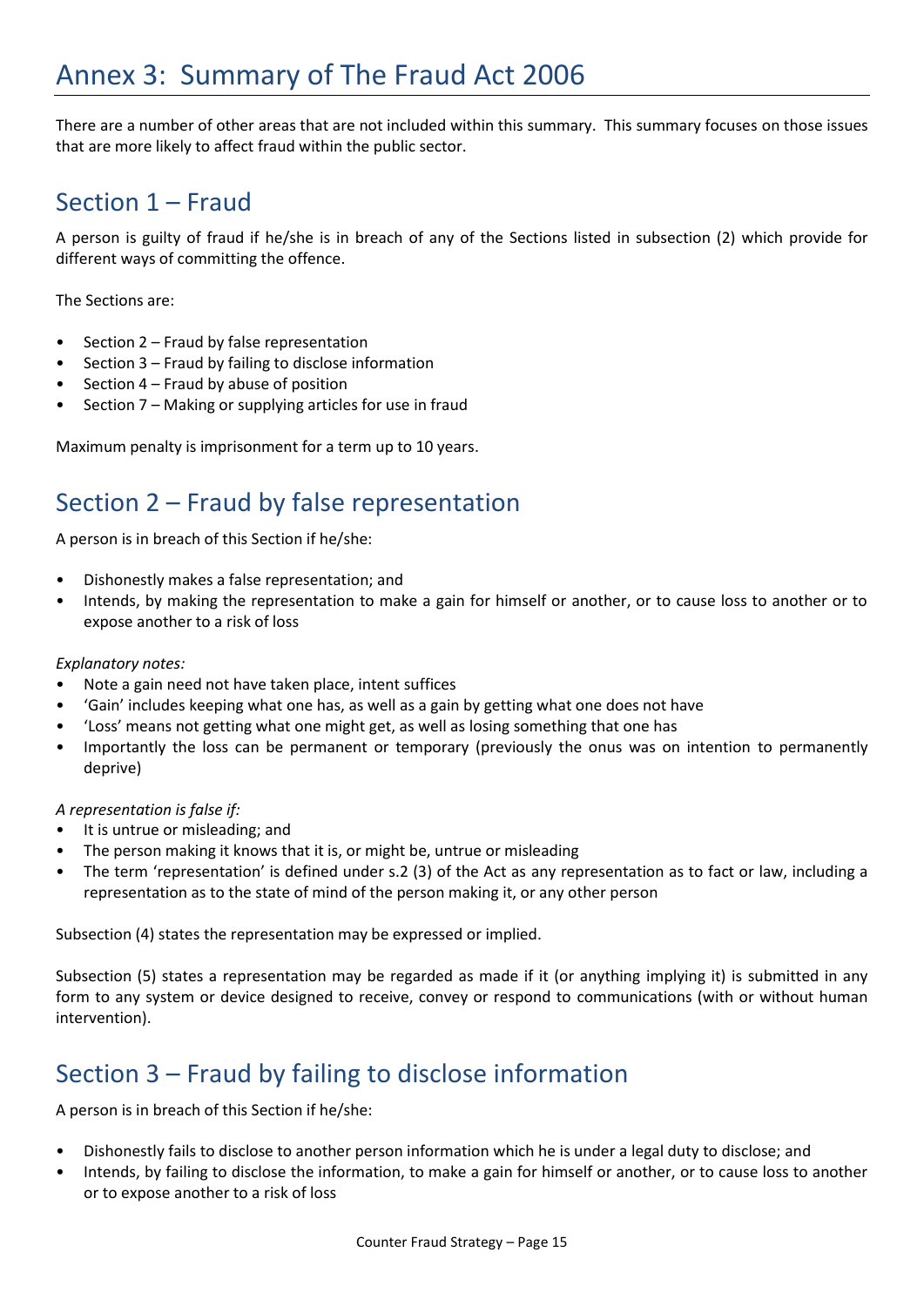# Annex 3: Summary of The Fraud Act 2006

There are a number of other areas that are not included within this summary. This summary focuses on those issues that are more likely to affect fraud within the public sector.

## Section 1 – Fraud

A person is guilty of fraud if he/she is in breach of any of the Sections listed in subsection (2) which provide for different ways of committing the offence.

The Sections are:

- Section 2 – Fraud by false representation
- Section 3 – Fraud by failing to disclose information
- Section 4 – Fraud by abuse of position
- Section 7 – Making or supplying articles for use in fraud

Maximum penalty is imprisonment for a term up to 10 years.

## Section 2 – Fraud by false representation

A person is in breach of this Section if he/she:

- Dishonestly makes a false representation; and
- Intends, by making the representation to make a gain for himself or another, or to cause loss to another or to expose another to a risk of loss

*Explanatory notes:*

- Note a gain need not have taken place, intent suffices
- 'Gain' includes keeping what one has, as well as a gain by getting what one does not have
- 'Loss' means not getting what one might get, as well as losing something that one has
- Importantly the loss can be permanent or temporary (previously the onus was on intention to permanently deprive)

*A representation is false if:*

- It is untrue or misleading; and
- The person making it knows that it is, or might be, untrue or misleading
- The term 'representation' is defined under s.2 (3) of the Act as any representation as to fact or law, including a representation as to the state of mind of the person making it, or any other person

Subsection (4) states the representation may be expressed or implied.

Subsection (5) states a representation may be regarded as made if it (or anything implying it) is submitted in any form to any system or device designed to receive, convey or respond to communications (with or without human intervention).

## Section 3 – Fraud by failing to disclose information

A person is in breach of this Section if he/she:

- Dishonestly fails to disclose to another person information which he is under a legal duty to disclose; and
- Intends, by failing to disclose the information, to make a gain for himself or another, or to cause loss to another or to expose another to a risk of loss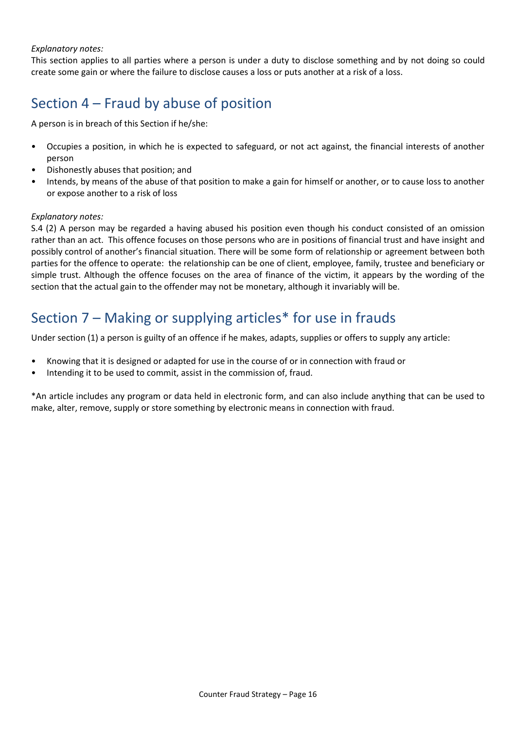*Explanatory notes:*
This section applies to all parties where a person is under a duty to disclose something and by not doing so could create some gain or where the failure to disclose causes a loss or puts another at a risk of a loss.

## Section 4 – Fraud by abuse of position

A person is in breach of this Section if he/she:

- Occupies a position, in which he is expected to safeguard, or not act against, the financial interests of another person
- Dishonestly abuses that position; and
- Intends, by means of the abuse of that position to make a gain for himself or another, or to cause loss to another or expose another to a risk of loss

*Explanatory notes:*
S.4 (2) A person may be regarded a having abused his position even though his conduct consisted of an omission rather than an act. This offence focuses on those persons who are in positions of financial trust and have insight and possibly control of another's financial situation. There will be some form of relationship or agreement between both parties for the offence to operate: the relationship can be one of client, employee, family, trustee and beneficiary or simple trust. Although the offence focuses on the area of finance of the victim, it appears by the wording of the section that the actual gain to the offender may not be monetary, although it invariably will be.

## Section 7 – Making or supplying articles* for use in frauds

Under section (1) a person is guilty of an offence if he makes, adapts, supplies or offers to supply any article:

- Knowing that it is designed or adapted for use in the course of or in connection with fraud or
- Intending it to be used to commit, assist in the commission of, fraud.

*An article includes any program or data held in electronic form, and can also include anything that can be used to make, alter, remove, supply or store something by electronic means in connection with fraud.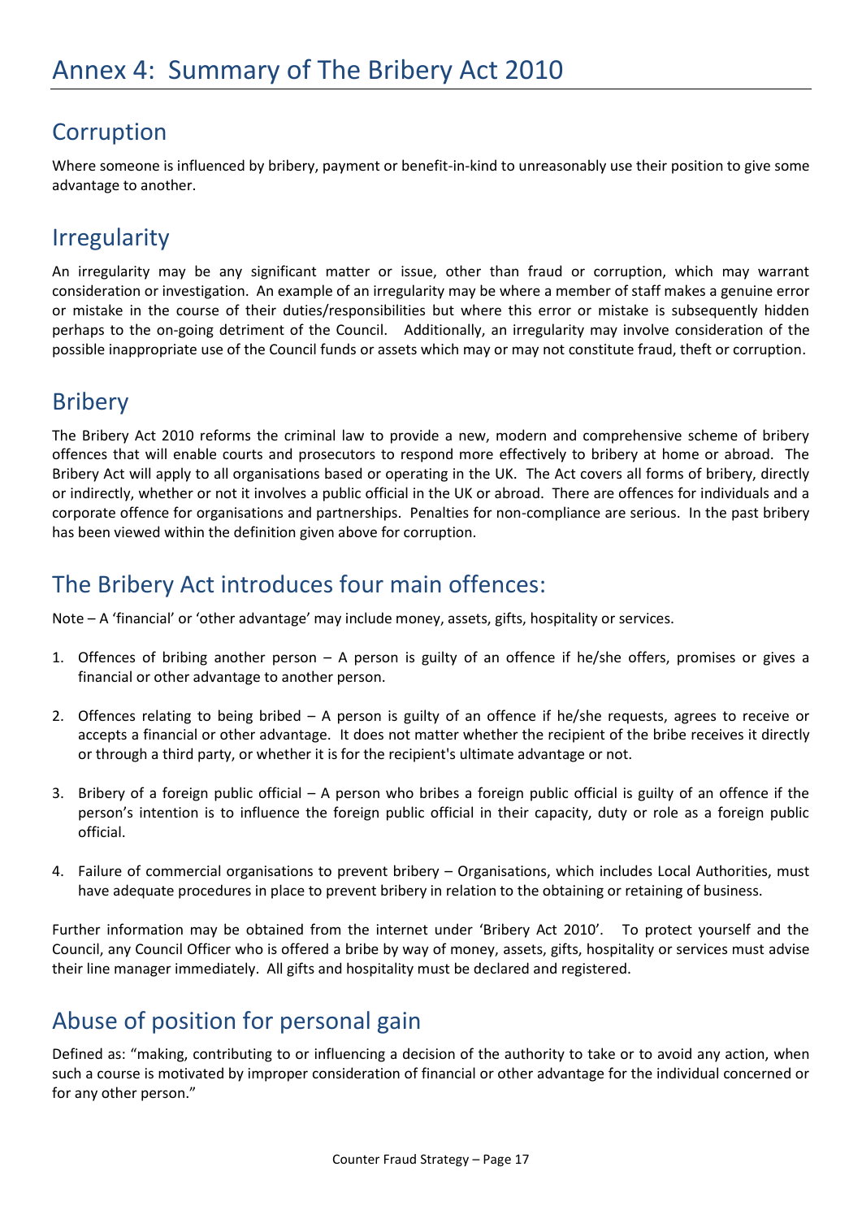# Annex 4: Summary of The Bribery Act 2010

## Corruption

Where someone is influenced by bribery, payment or benefit-in-kind to unreasonably use their position to give some advantage to another.

## Irregularity

An irregularity may be any significant matter or issue, other than fraud or corruption, which may warrant consideration or investigation. An example of an irregularity may be where a member of staff makes a genuine error or mistake in the course of their duties/responsibilities but where this error or mistake is subsequently hidden perhaps to the on-going detriment of the Council. Additionally, an irregularity may involve consideration of the possible inappropriate use of the Council funds or assets which may or may not constitute fraud, theft or corruption.

## Bribery

The Bribery Act 2010 reforms the criminal law to provide a new, modern and comprehensive scheme of bribery offences that will enable courts and prosecutors to respond more effectively to bribery at home or abroad. The Bribery Act will apply to all organisations based or operating in the UK. The Act covers all forms of bribery, directly or indirectly, whether or not it involves a public official in the UK or abroad. There are offences for individuals and a corporate offence for organisations and partnerships. Penalties for non-compliance are serious. In the past bribery has been viewed within the definition given above for corruption.

## The Bribery Act introduces four main offences:

Note – A 'financial' or 'other advantage' may include money, assets, gifts, hospitality or services.

1. Offences of bribing another person – A person is guilty of an offence if he/she offers, promises or gives a financial or other advantage to another person.

2. Offences relating to being bribed – A person is guilty of an offence if he/she requests, agrees to receive or accepts a financial or other advantage. It does not matter whether the recipient of the bribe receives it directly or through a third party, or whether it is for the recipient's ultimate advantage or not.

3. Bribery of a foreign public official – A person who bribes a foreign public official is guilty of an offence if the person's intention is to influence the foreign public official in their capacity, duty or role as a foreign public official.

4. Failure of commercial organisations to prevent bribery – Organisations, which includes Local Authorities, must have adequate procedures in place to prevent bribery in relation to the obtaining or retaining of business.

Further information may be obtained from the internet under 'Bribery Act 2010'. To protect yourself and the Council, any Council Officer who is offered a bribe by way of money, assets, gifts, hospitality or services must advise their line manager immediately. All gifts and hospitality must be declared and registered.

## Abuse of position for personal gain

Defined as: "making, contributing to or influencing a decision of the authority to take or to avoid any action, when such a course is motivated by improper consideration of financial or other advantage for the individual concerned or for any other person."